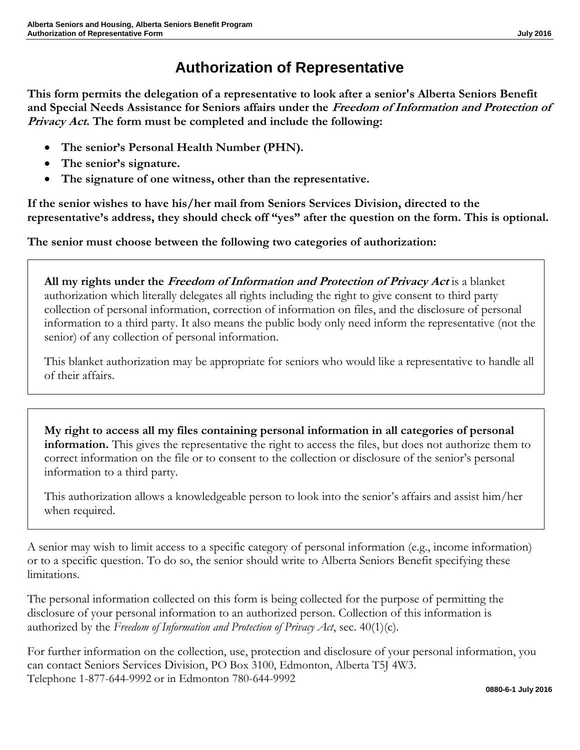# Authorization of Representative

**This form permits the delegation of a representative to look after a senior's Alberta Seniors Benefit and Special Needs Assistance for Seniors affairs under the *Freedom of Information and Protection of Privacy Act*. The form must be completed and include the following:**

- **The senior's Personal Health Number (PHN).**
- **The senior's signature.**
- **The signature of one witness, other than the representative.**

**If the senior wishes to have his/her mail from Seniors Services Division, directed to the representative's address, they should check off "yes" after the question on the form. This is optional.**

**The senior must choose between the following two categories of authorization:**

> **All my rights under the *Freedom of Information and Protection of Privacy Act*** is a blanket authorization which literally delegates all rights including the right to give consent to third party collection of personal information, correction of information on files, and the disclosure of personal information to a third party. It also means the public body only need inform the representative (not the senior) of any collection of personal information.
>
> This blanket authorization may be appropriate for seniors who would like a representative to handle all of their affairs.

> **My right to access all my files containing personal information in all categories of personal information.** This gives the representative the right to access the files, but does not authorize them to correct information on the file or to consent to the collection or disclosure of the senior's personal information to a third party.
>
> This authorization allows a knowledgeable person to look into the senior's affairs and assist him/her when required.

A senior may wish to limit access to a specific category of personal information (e.g., income information) or to a specific question. To do so, the senior should write to Alberta Seniors Benefit specifying these limitations.

The personal information collected on this form is being collected for the purpose of permitting the disclosure of your personal information to an authorized person. Collection of this information is authorized by the *Freedom of Information and Protection of Privacy Act*, sec. 40(1)(c).

For further information on the collection, use, protection and disclosure of your personal information, you can contact Seniors Services Division, PO Box 3100, Edmonton, Alberta T5J 4W3.
Telephone 1-877-644-9992 or in Edmonton 780-644-9992

0880-6-1 July 2016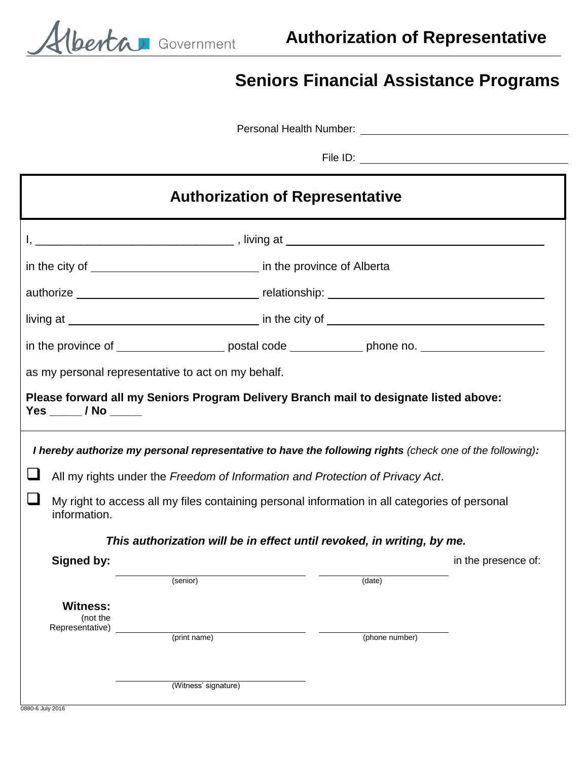Alberta Government

# Authorization of Representative

## Seniors Financial Assistance Programs

Personal Health Number: ______________________________

File ID: ______________________________

## Authorization of Representative

I, ______________________________ , living at ______________________________

in the city of ______________________________ in the province of Alberta

authorize ______________________________ relationship: ______________________________

living at ______________________________ in the city of ______________________________

in the province of ____________ postal code __________ phone no. ______________

as my personal representative to act on my behalf.

**Please forward all my Seniors Program Delivery Branch mail to designate listed above: Yes _____ / No _____**

***I hereby authorize my personal representative to have the following rights*** *(check one of the following)****:***

- ☐ All my rights under the *Freedom of Information and Protection of Privacy Act*.
- ☐ My right to access all my files containing personal information in all categories of personal information.

***This authorization will be in effect until revoked, in writing, by me.***

**Signed by:** ______________________________ (senior) ______________________________ (date) in the presence of:

**Witness:** (not the Representative) ______________________________ (print name) ______________________________ (phone number)

______________________________ (Witness' signature)

0880-6 July 2016